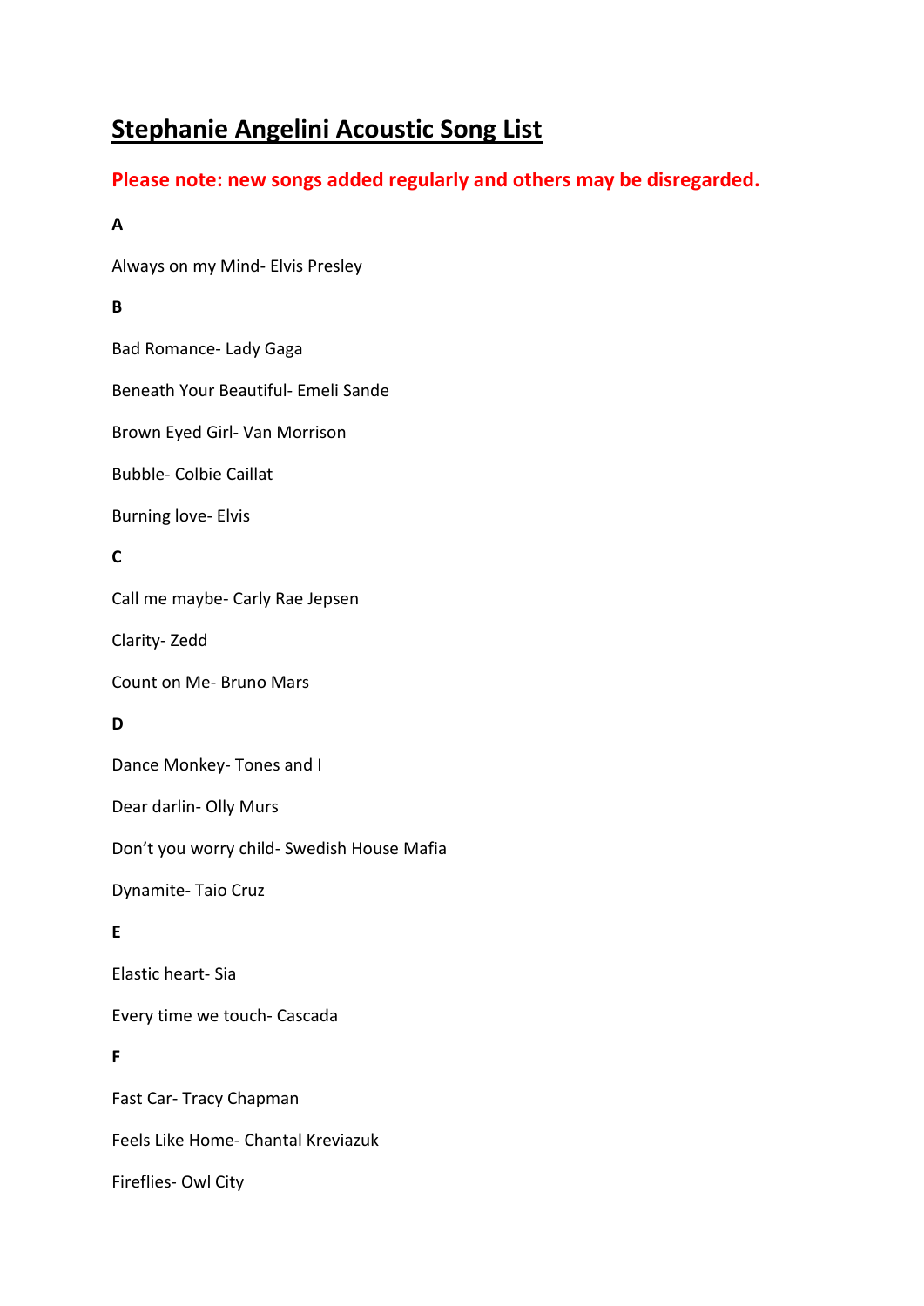# Stephanie Angelini Acoustic Song List

**Please note: new songs added regularly and others may be disregarded.**

**A**

Always on my Mind- Elvis Presley

**B**

Bad Romance- Lady Gaga

Beneath Your Beautiful- Emeli Sande

Brown Eyed Girl- Van Morrison

Bubble- Colbie Caillat

Burning love- Elvis

**C**

Call me maybe- Carly Rae Jepsen

Clarity- Zedd

Count on Me- Bruno Mars

**D**

Dance Monkey- Tones and I

Dear darlin- Olly Murs

Don't you worry child- Swedish House Mafia

Dynamite- Taio Cruz

**E**

Elastic heart- Sia

Every time we touch- Cascada

**F**

Fast Car- Tracy Chapman

Feels Like Home- Chantal Kreviazuk

Fireflies- Owl City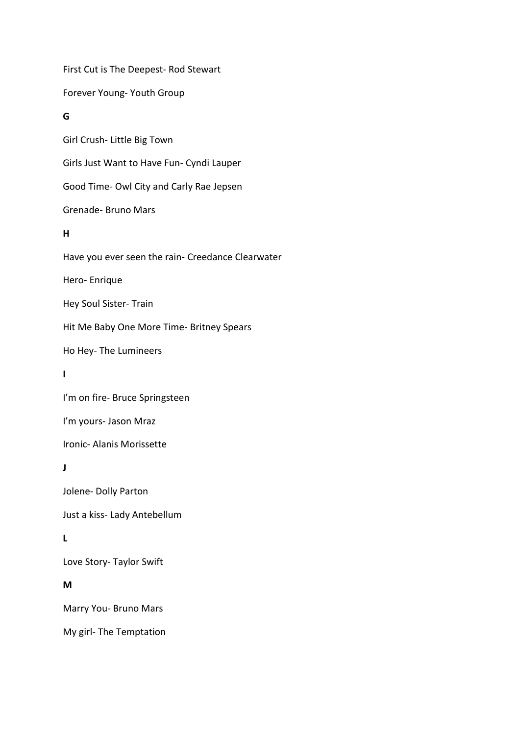First Cut is The Deepest- Rod Stewart

Forever Young- Youth Group

**G**

Girl Crush- Little Big Town

Girls Just Want to Have Fun- Cyndi Lauper

Good Time- Owl City and Carly Rae Jepsen

Grenade- Bruno Mars

**H**

Have you ever seen the rain- Creedance Clearwater

Hero- Enrique

Hey Soul Sister- Train

Hit Me Baby One More Time- Britney Spears

Ho Hey- The Lumineers

**I**

I'm on fire- Bruce Springsteen

I'm yours- Jason Mraz

Ironic- Alanis Morissette

**J**

Jolene- Dolly Parton

Just a kiss- Lady Antebellum

**L**

Love Story- Taylor Swift

**M**

Marry You- Bruno Mars

My girl- The Temptation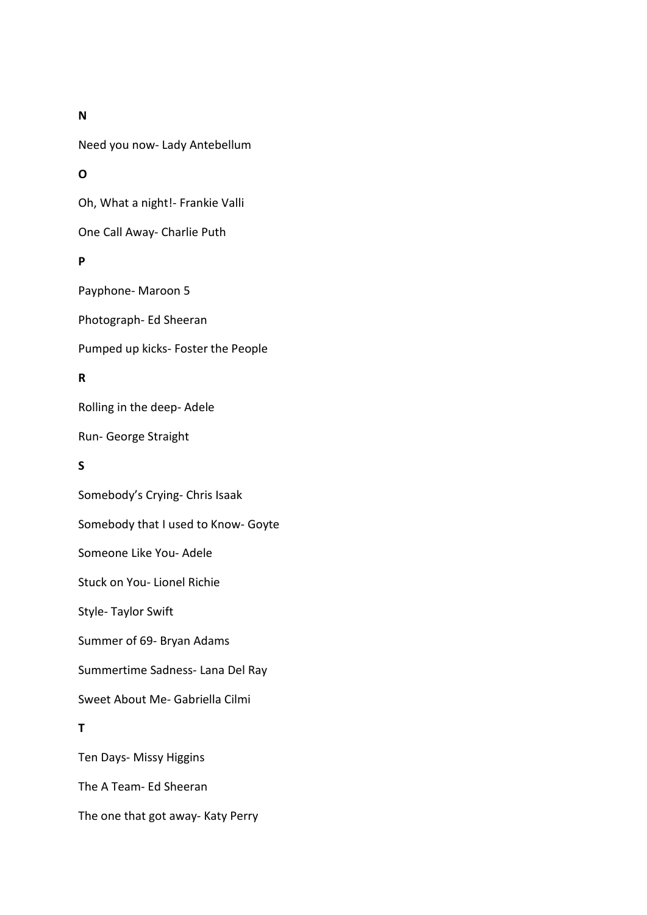**N**

Need you now- Lady Antebellum

**O**

Oh, What a night!- Frankie Valli

One Call Away- Charlie Puth

**P**

Payphone- Maroon 5

Photograph- Ed Sheeran

Pumped up kicks- Foster the People

**R**

Rolling in the deep- Adele

Run- George Straight

**S**

Somebody's Crying- Chris Isaak

Somebody that I used to Know- Goyte

Someone Like You- Adele

Stuck on You- Lionel Richie

Style- Taylor Swift

Summer of 69- Bryan Adams

Summertime Sadness- Lana Del Ray

Sweet About Me- Gabriella Cilmi

**T**

Ten Days- Missy Higgins

The A Team- Ed Sheeran

The one that got away- Katy Perry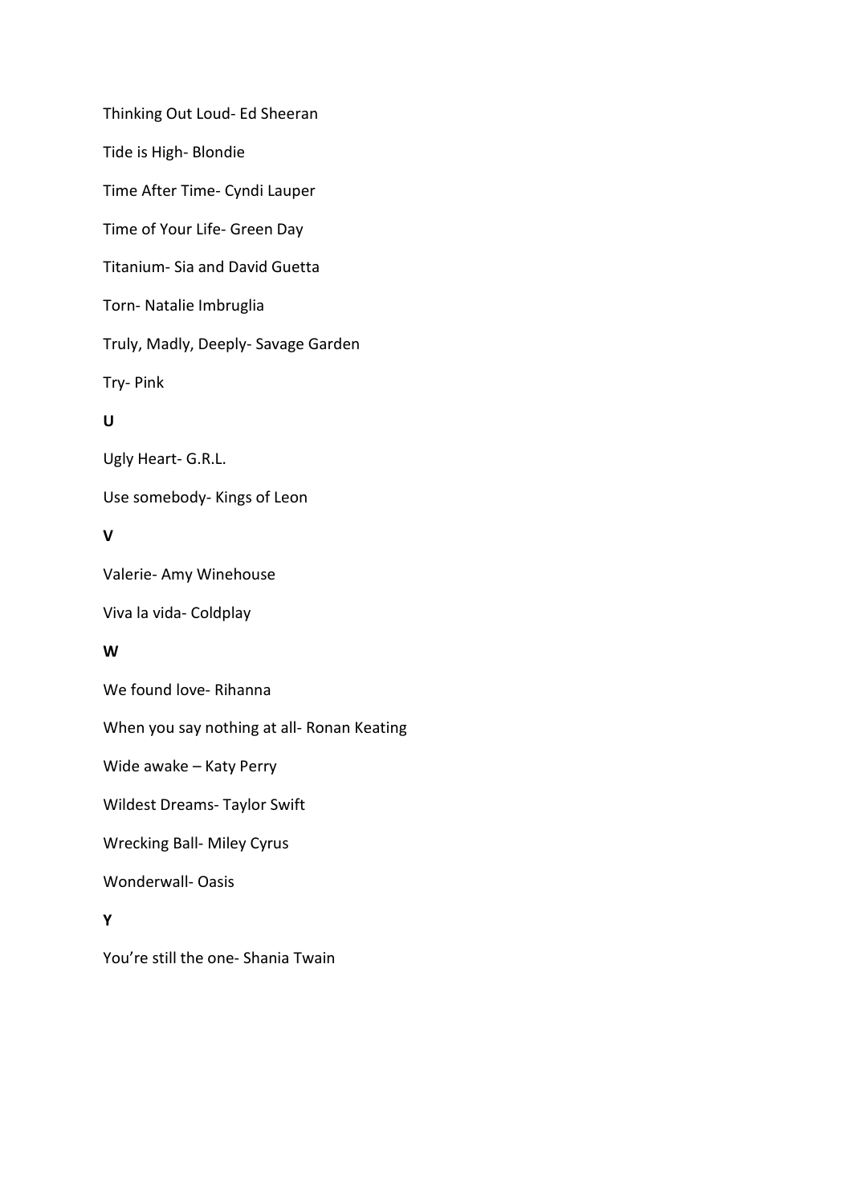Thinking Out Loud- Ed Sheeran

Tide is High- Blondie

Time After Time- Cyndi Lauper

Time of Your Life- Green Day

Titanium- Sia and David Guetta

Torn- Natalie Imbruglia

Truly, Madly, Deeply- Savage Garden

Try- Pink

**U**

Ugly Heart- G.R.L.

Use somebody- Kings of Leon

**V**

Valerie- Amy Winehouse

Viva la vida- Coldplay

**W**

We found love- Rihanna

When you say nothing at all- Ronan Keating

Wide awake – Katy Perry

Wildest Dreams- Taylor Swift

Wrecking Ball- Miley Cyrus

Wonderwall- Oasis

**Y**

You're still the one- Shania Twain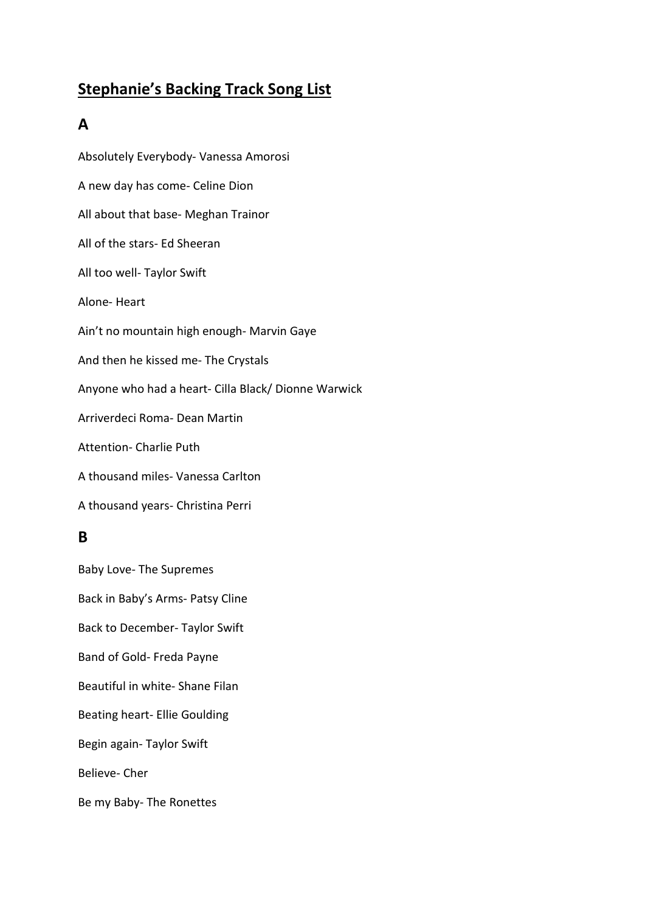# Stephanie's Backing Track Song List

## A

Absolutely Everybody- Vanessa Amorosi

A new day has come- Celine Dion

All about that base- Meghan Trainor

All of the stars- Ed Sheeran

All too well- Taylor Swift

Alone- Heart

Ain't no mountain high enough- Marvin Gaye

And then he kissed me- The Crystals

Anyone who had a heart- Cilla Black/ Dionne Warwick

Arriverdeci Roma- Dean Martin

Attention- Charlie Puth

A thousand miles- Vanessa Carlton

A thousand years- Christina Perri

## B

Baby Love- The Supremes

Back in Baby's Arms- Patsy Cline

Back to December- Taylor Swift

Band of Gold- Freda Payne

Beautiful in white- Shane Filan

Beating heart- Ellie Goulding

Begin again- Taylor Swift

Believe- Cher

Be my Baby- The Ronettes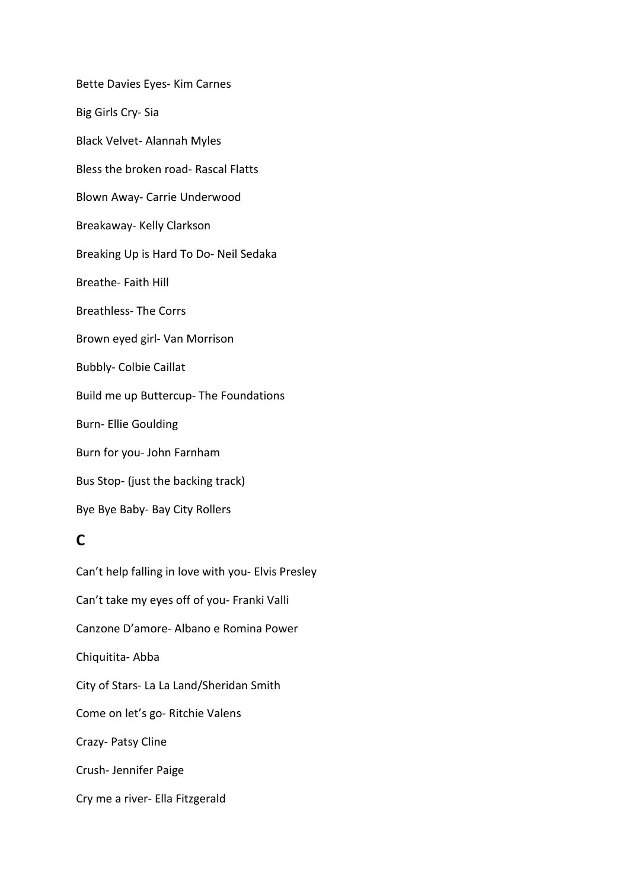Bette Davies Eyes- Kim Carnes

Big Girls Cry- Sia

Black Velvet- Alannah Myles

Bless the broken road- Rascal Flatts

Blown Away- Carrie Underwood

Breakaway- Kelly Clarkson

Breaking Up is Hard To Do- Neil Sedaka

Breathe- Faith Hill

Breathless- The Corrs

Brown eyed girl- Van Morrison

Bubbly- Colbie Caillat

Build me up Buttercup- The Foundations

Burn- Ellie Goulding

Burn for you- John Farnham

Bus Stop- (just the backing track)

Bye Bye Baby- Bay City Rollers

## C

Can't help falling in love with you- Elvis Presley

Can't take my eyes off of you- Franki Valli

Canzone D'amore- Albano e Romina Power

Chiquitita- Abba

City of Stars- La La Land/Sheridan Smith

Come on let's go- Ritchie Valens

Crazy- Patsy Cline

Crush- Jennifer Paige

Cry me a river- Ella Fitzgerald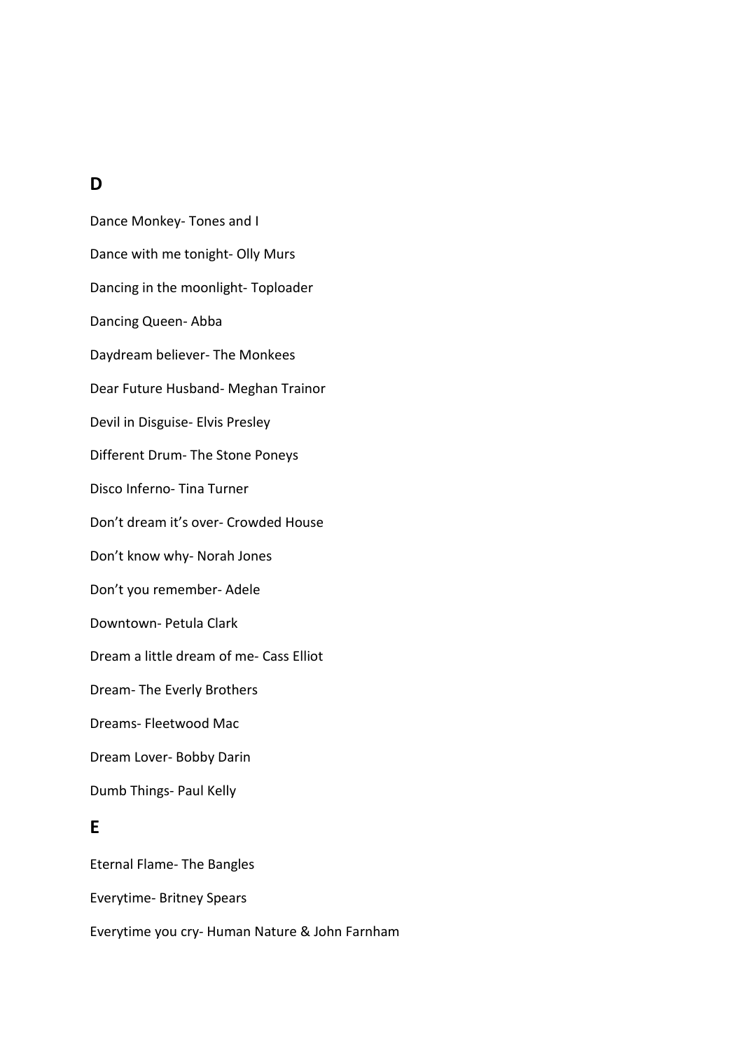## D

Dance Monkey- Tones and I

Dance with me tonight- Olly Murs

Dancing in the moonlight- Toploader

Dancing Queen- Abba

Daydream believer- The Monkees

Dear Future Husband- Meghan Trainor

Devil in Disguise- Elvis Presley

Different Drum- The Stone Poneys

Disco Inferno- Tina Turner

Don't dream it's over- Crowded House

Don't know why- Norah Jones

Don't you remember- Adele

Downtown- Petula Clark

Dream a little dream of me- Cass Elliot

Dream- The Everly Brothers

Dreams- Fleetwood Mac

Dream Lover- Bobby Darin

Dumb Things- Paul Kelly

## E

Eternal Flame- The Bangles

Everytime- Britney Spears

Everytime you cry- Human Nature & John Farnham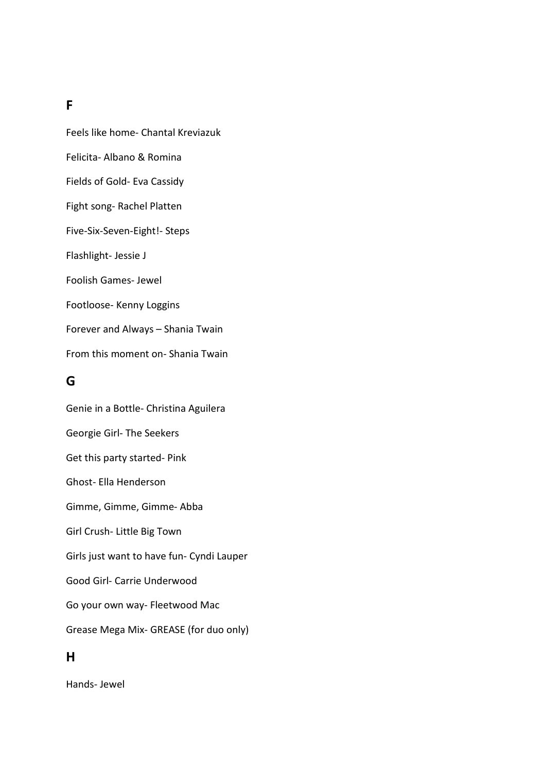## F

Feels like home- Chantal Kreviazuk

Felicita- Albano & Romina

Fields of Gold- Eva Cassidy

Fight song- Rachel Platten

Five-Six-Seven-Eight!- Steps

Flashlight- Jessie J

Foolish Games- Jewel

Footloose- Kenny Loggins

Forever and Always – Shania Twain

From this moment on- Shania Twain

## G

Genie in a Bottle- Christina Aguilera

Georgie Girl- The Seekers

Get this party started- Pink

Ghost- Ella Henderson

Gimme, Gimme, Gimme- Abba

Girl Crush- Little Big Town

Girls just want to have fun- Cyndi Lauper

Good Girl- Carrie Underwood

Go your own way- Fleetwood Mac

Grease Mega Mix- GREASE (for duo only)

## H

Hands- Jewel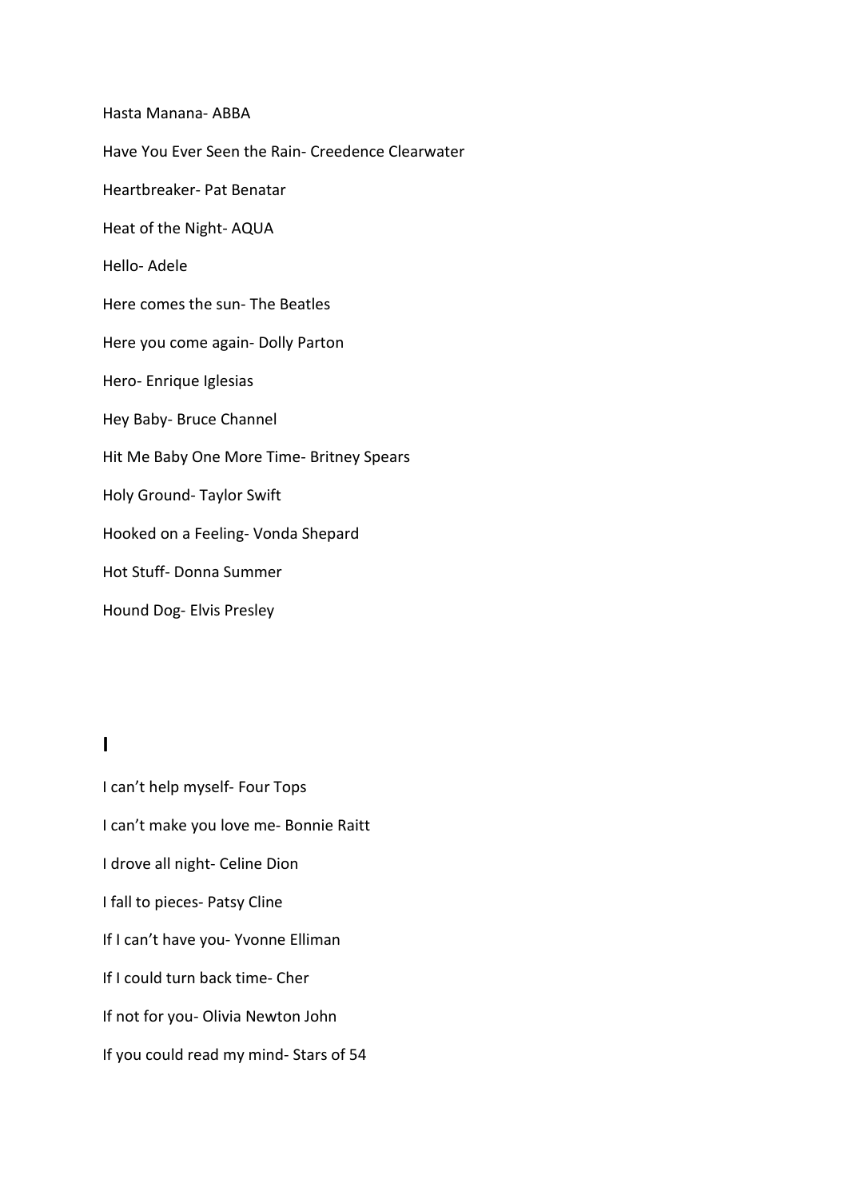Hasta Manana- ABBA

Have You Ever Seen the Rain- Creedence Clearwater

Heartbreaker- Pat Benatar

Heat of the Night- AQUA

Hello- Adele

Here comes the sun- The Beatles

Here you come again- Dolly Parton

Hero- Enrique Iglesias

Hey Baby- Bruce Channel

Hit Me Baby One More Time- Britney Spears

Holy Ground- Taylor Swift

Hooked on a Feeling- Vonda Shepard

Hot Stuff- Donna Summer

Hound Dog- Elvis Presley

## I

I can't help myself- Four Tops

I can't make you love me- Bonnie Raitt

I drove all night- Celine Dion

I fall to pieces- Patsy Cline

If I can't have you- Yvonne Elliman

If I could turn back time- Cher

If not for you- Olivia Newton John

If you could read my mind- Stars of 54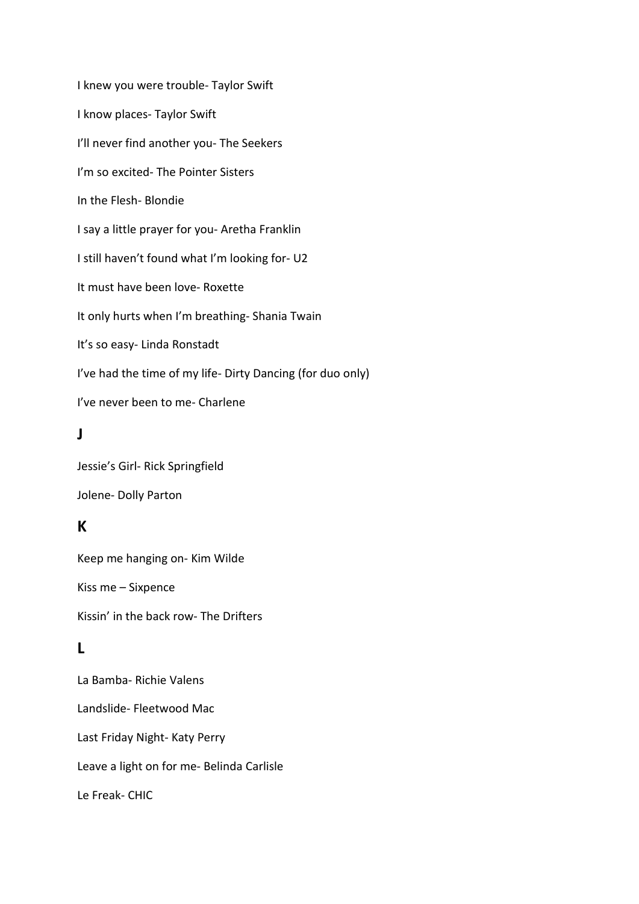I knew you were trouble- Taylor Swift

I know places- Taylor Swift

I'll never find another you- The Seekers

I'm so excited- The Pointer Sisters

In the Flesh- Blondie

I say a little prayer for you- Aretha Franklin

I still haven't found what I'm looking for- U2

It must have been love- Roxette

It only hurts when I'm breathing- Shania Twain

It's so easy- Linda Ronstadt

I've had the time of my life- Dirty Dancing (for duo only)

I've never been to me- Charlene

## J

Jessie's Girl- Rick Springfield

Jolene- Dolly Parton

## K

Keep me hanging on- Kim Wilde

Kiss me – Sixpence

Kissin' in the back row- The Drifters

## L

La Bamba- Richie Valens

Landslide- Fleetwood Mac

Last Friday Night- Katy Perry

Leave a light on for me- Belinda Carlisle

Le Freak- CHIC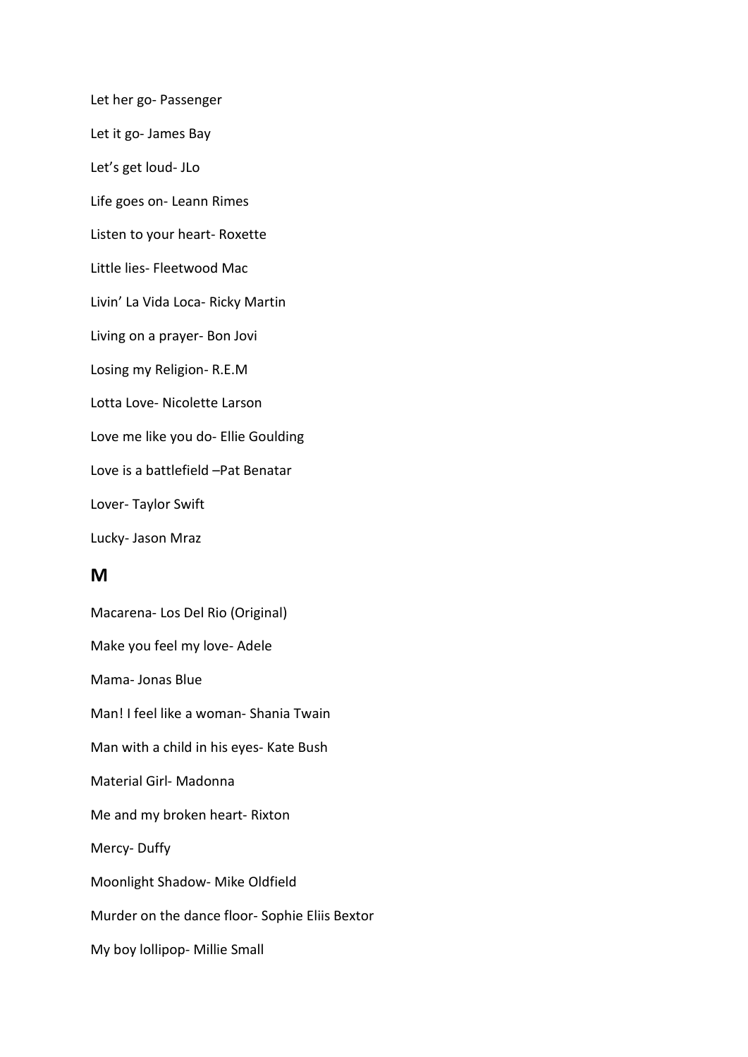Let her go- Passenger

Let it go- James Bay

Let's get loud- JLo

Life goes on- Leann Rimes

Listen to your heart- Roxette

Little lies- Fleetwood Mac

Livin' La Vida Loca- Ricky Martin

Living on a prayer- Bon Jovi

Losing my Religion- R.E.M

Lotta Love- Nicolette Larson

Love me like you do- Ellie Goulding

Love is a battlefield –Pat Benatar

Lover- Taylor Swift

Lucky- Jason Mraz

## M

Macarena- Los Del Rio (Original)

Make you feel my love- Adele

Mama- Jonas Blue

Man! I feel like a woman- Shania Twain

Man with a child in his eyes- Kate Bush

Material Girl- Madonna

Me and my broken heart- Rixton

Mercy- Duffy

Moonlight Shadow- Mike Oldfield

Murder on the dance floor- Sophie Eliis Bextor

My boy lollipop- Millie Small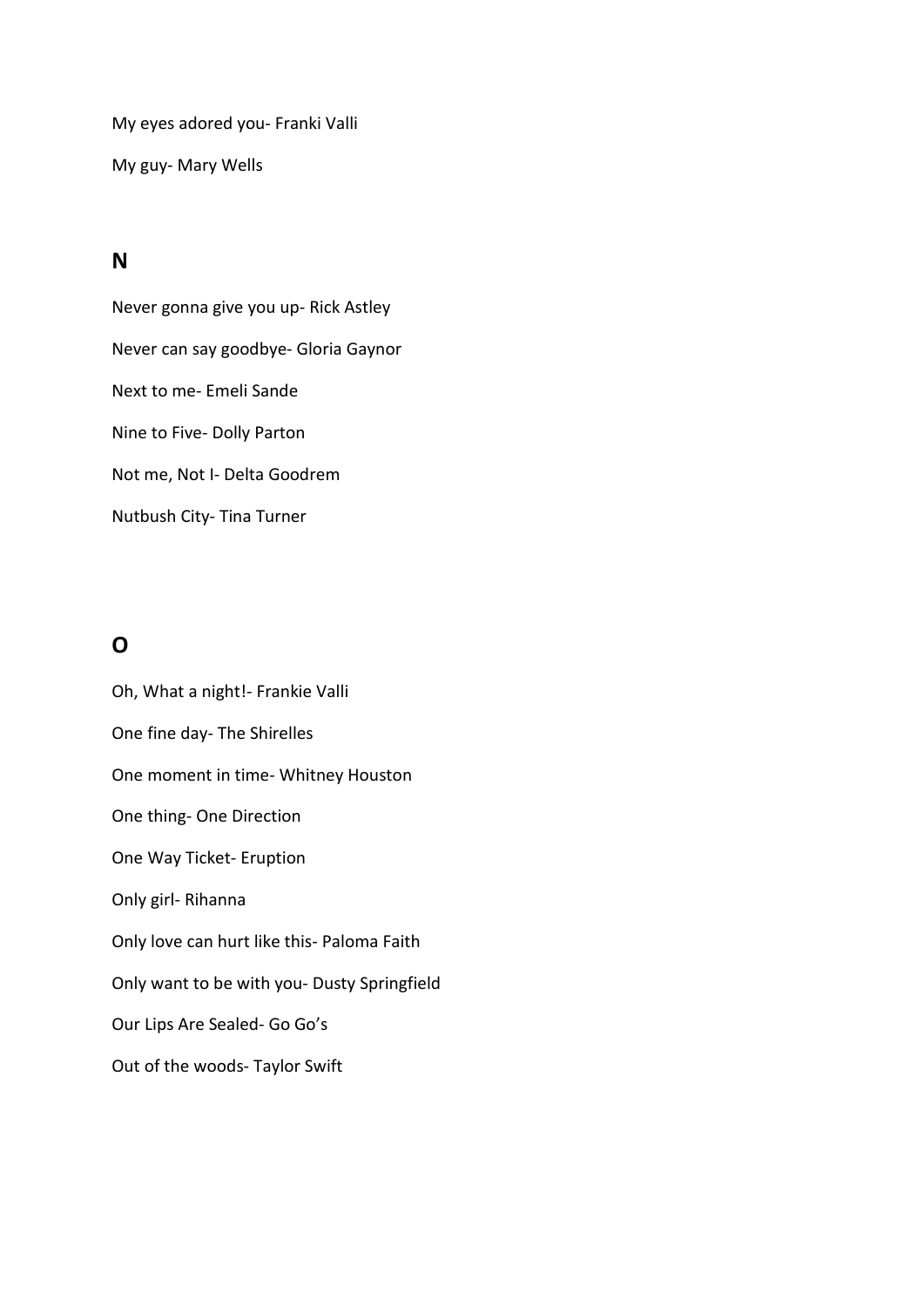My eyes adored you- Franki Valli

My guy- Mary Wells

## N

Never gonna give you up- Rick Astley

Never can say goodbye- Gloria Gaynor

Next to me- Emeli Sande

Nine to Five- Dolly Parton

Not me, Not I- Delta Goodrem

Nutbush City- Tina Turner

## O

Oh, What a night!- Frankie Valli

One fine day- The Shirelles

One moment in time- Whitney Houston

One thing- One Direction

One Way Ticket- Eruption

Only girl- Rihanna

Only love can hurt like this- Paloma Faith

Only want to be with you- Dusty Springfield

Our Lips Are Sealed- Go Go's

Out of the woods- Taylor Swift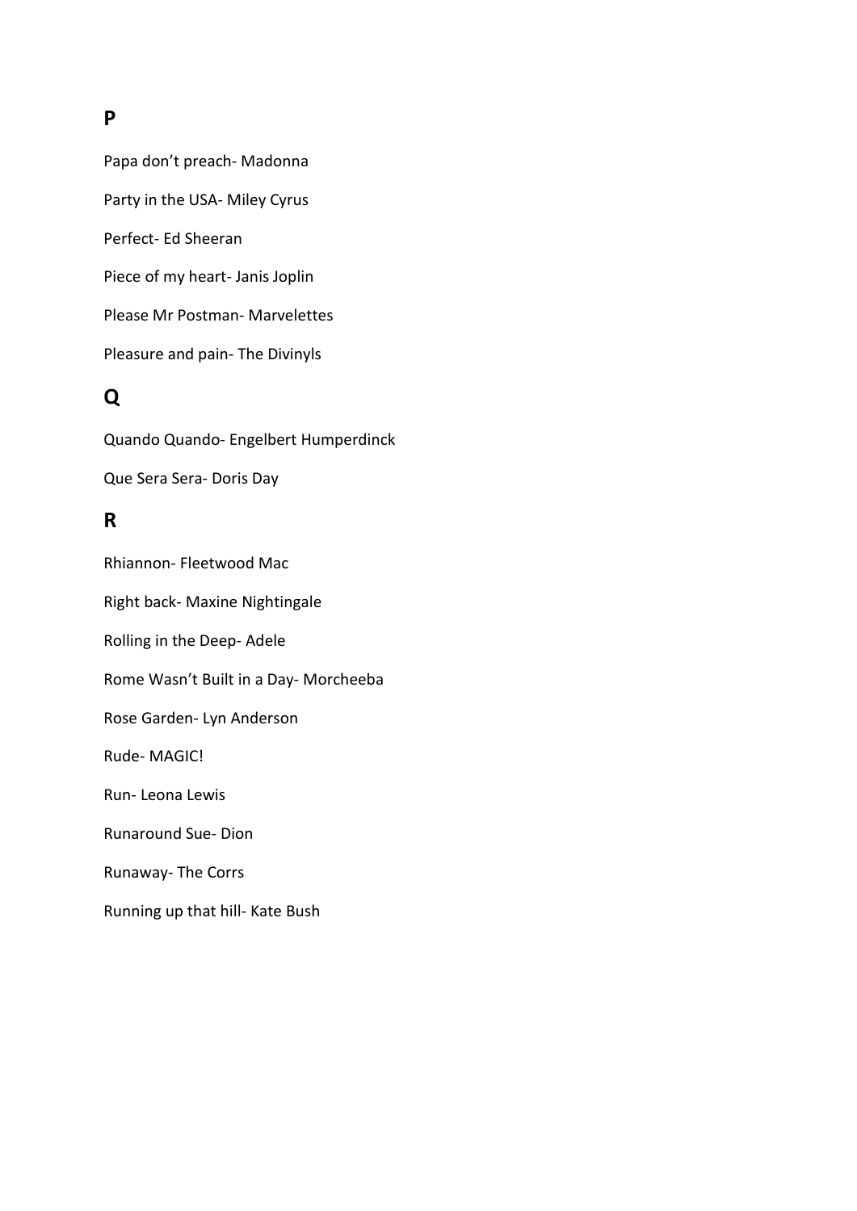## P

Papa don't preach- Madonna

Party in the USA- Miley Cyrus

Perfect- Ed Sheeran

Piece of my heart- Janis Joplin

Please Mr Postman- Marvelettes

Pleasure and pain- The Divinyls

## Q

Quando Quando- Engelbert Humperdinck

Que Sera Sera- Doris Day

## R

Rhiannon- Fleetwood Mac

Right back- Maxine Nightingale

Rolling in the Deep- Adele

Rome Wasn't Built in a Day- Morcheeba

Rose Garden- Lyn Anderson

Rude- MAGIC!

Run- Leona Lewis

Runaround Sue- Dion

Runaway- The Corrs

Running up that hill- Kate Bush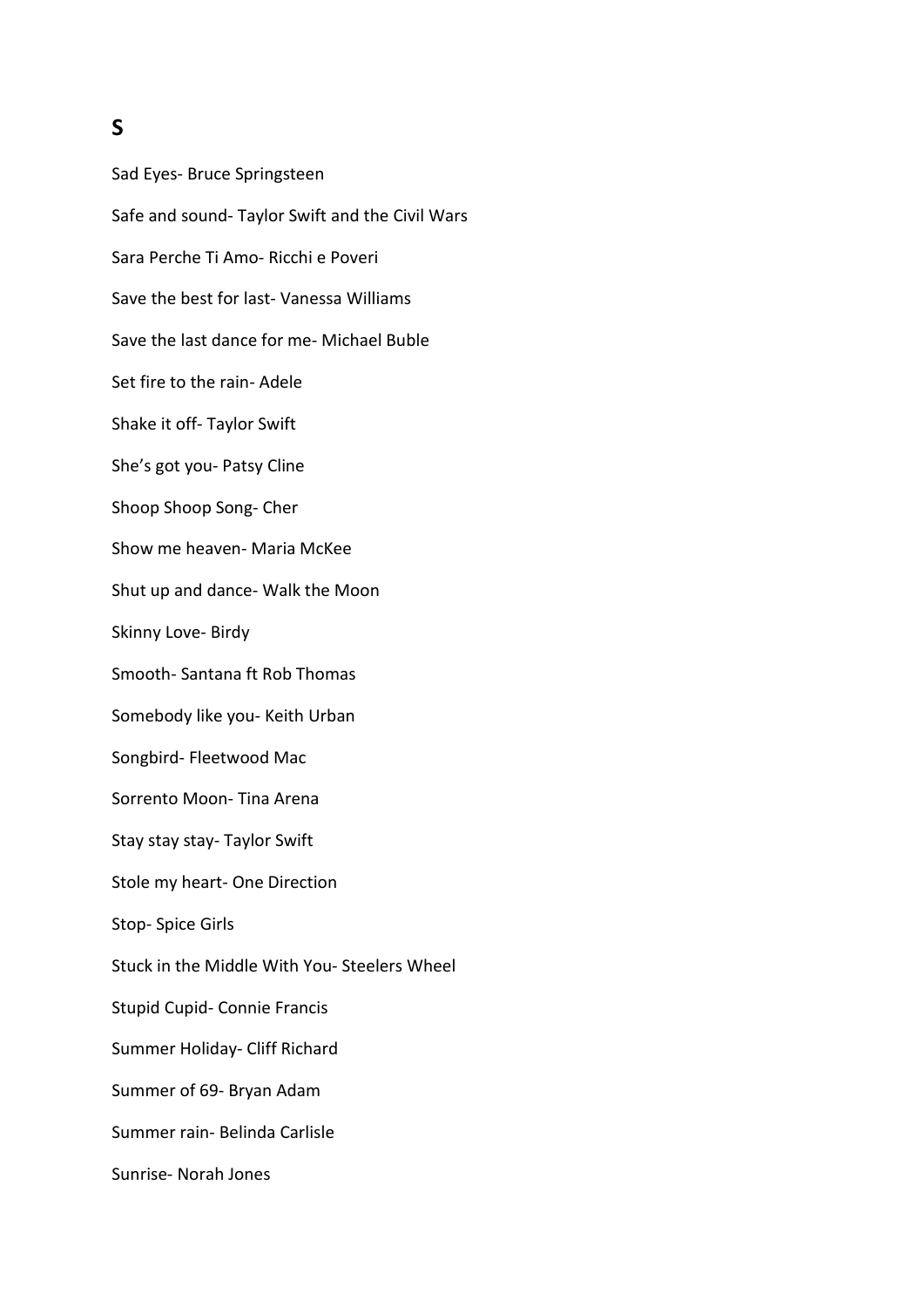# S

Sad Eyes- Bruce Springsteen

Safe and sound- Taylor Swift and the Civil Wars

Sara Perche Ti Amo- Ricchi e Poveri

Save the best for last- Vanessa Williams

Save the last dance for me- Michael Buble

Set fire to the rain- Adele

Shake it off- Taylor Swift

She's got you- Patsy Cline

Shoop Shoop Song- Cher

Show me heaven- Maria McKee

Shut up and dance- Walk the Moon

Skinny Love- Birdy

Smooth- Santana ft Rob Thomas

Somebody like you- Keith Urban

Songbird- Fleetwood Mac

Sorrento Moon- Tina Arena

Stay stay stay- Taylor Swift

Stole my heart- One Direction

Stop- Spice Girls

Stuck in the Middle With You- Steelers Wheel

Stupid Cupid- Connie Francis

Summer Holiday- Cliff Richard

Summer of 69- Bryan Adam

Summer rain- Belinda Carlisle

Sunrise- Norah Jones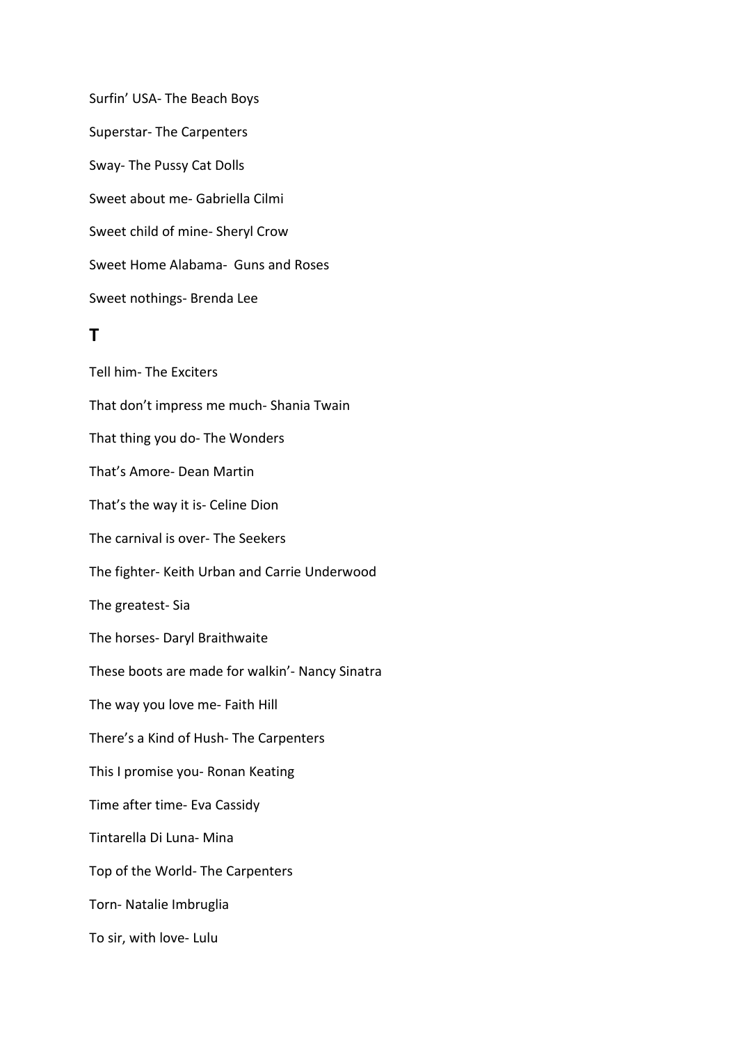Surfin' USA- The Beach Boys

Superstar- The Carpenters

Sway- The Pussy Cat Dolls

Sweet about me- Gabriella Cilmi

Sweet child of mine- Sheryl Crow

Sweet Home Alabama- Guns and Roses

Sweet nothings- Brenda Lee

## T

Tell him- The Exciters

That don't impress me much- Shania Twain

That thing you do- The Wonders

That's Amore- Dean Martin

That's the way it is- Celine Dion

The carnival is over- The Seekers

The fighter- Keith Urban and Carrie Underwood

The greatest- Sia

The horses- Daryl Braithwaite

These boots are made for walkin'- Nancy Sinatra

The way you love me- Faith Hill

There's a Kind of Hush- The Carpenters

This I promise you- Ronan Keating

Time after time- Eva Cassidy

Tintarella Di Luna- Mina

Top of the World- The Carpenters

Torn- Natalie Imbruglia

To sir, with love- Lulu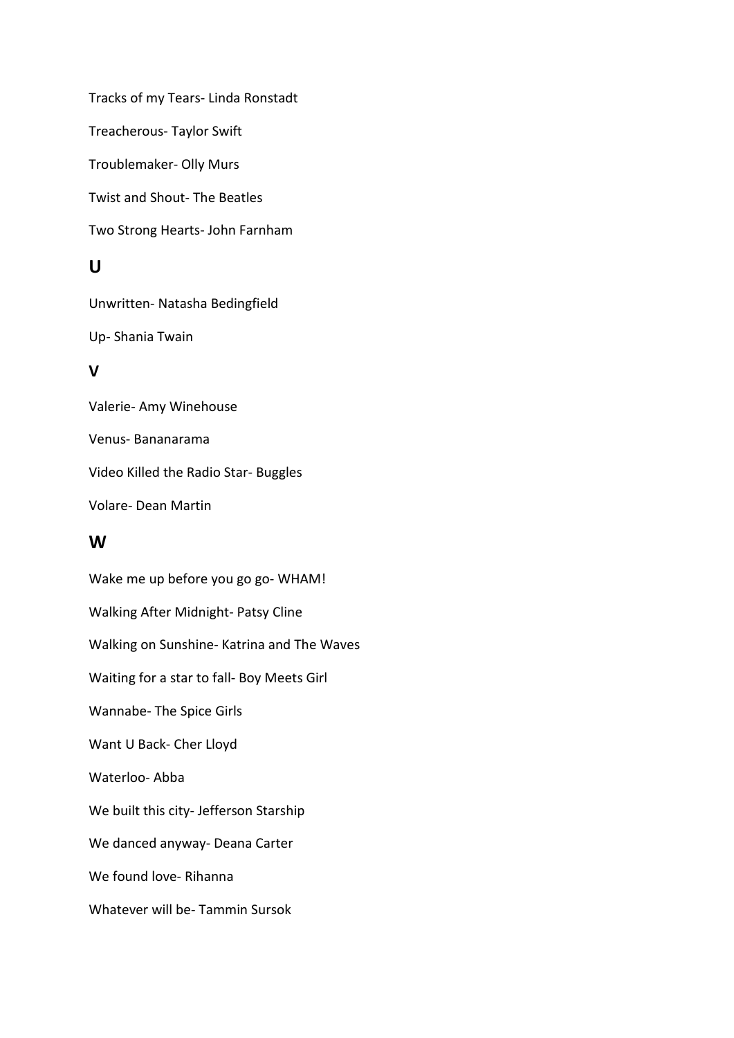Tracks of my Tears- Linda Ronstadt

Treacherous- Taylor Swift

Troublemaker- Olly Murs

Twist and Shout- The Beatles

Two Strong Hearts- John Farnham

## U

Unwritten- Natasha Bedingfield

Up- Shania Twain

## V

Valerie- Amy Winehouse

Venus- Bananarama

Video Killed the Radio Star- Buggles

Volare- Dean Martin

## W

Wake me up before you go go- WHAM!

Walking After Midnight- Patsy Cline

Walking on Sunshine- Katrina and The Waves

Waiting for a star to fall- Boy Meets Girl

Wannabe- The Spice Girls

Want U Back- Cher Lloyd

Waterloo- Abba

We built this city- Jefferson Starship

We danced anyway- Deana Carter

We found love- Rihanna

Whatever will be- Tammin Sursok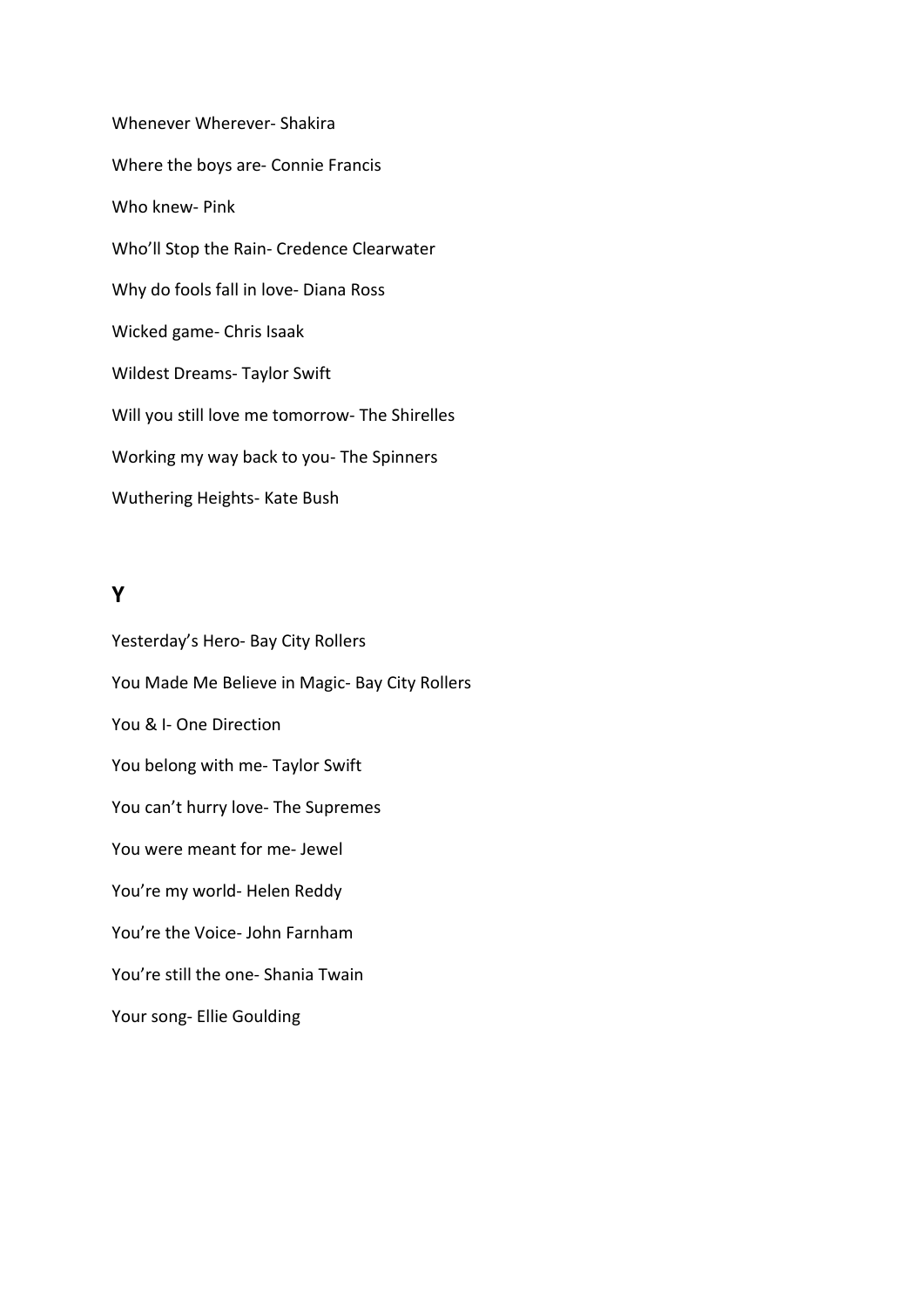Whenever Wherever- Shakira

Where the boys are- Connie Francis

Who knew- Pink

Who'll Stop the Rain- Credence Clearwater

Why do fools fall in love- Diana Ross

Wicked game- Chris Isaak

Wildest Dreams- Taylor Swift

Will you still love me tomorrow- The Shirelles

Working my way back to you- The Spinners

Wuthering Heights- Kate Bush

## Y

Yesterday's Hero- Bay City Rollers

You Made Me Believe in Magic- Bay City Rollers

You & I- One Direction

You belong with me- Taylor Swift

You can't hurry love- The Supremes

You were meant for me- Jewel

You're my world- Helen Reddy

You're the Voice- John Farnham

You're still the one- Shania Twain

Your song- Ellie Goulding